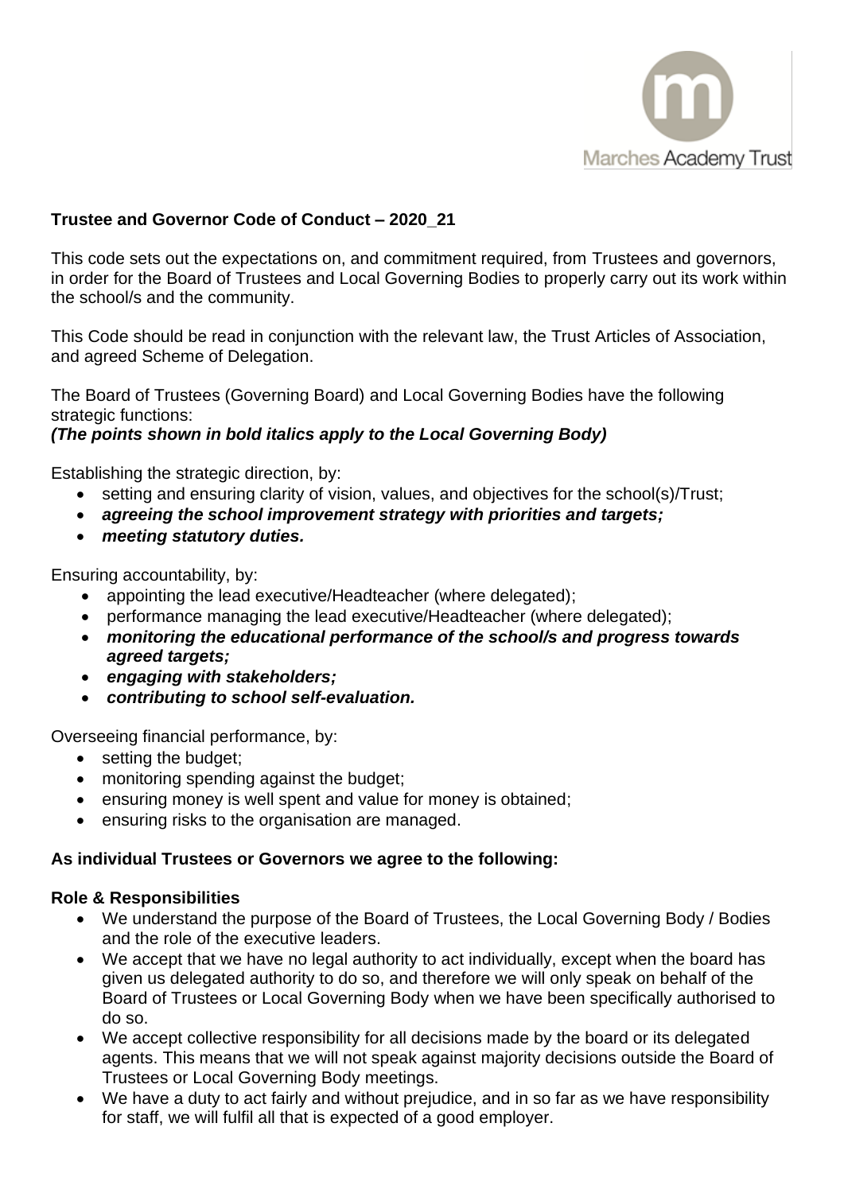Marches Academy Trust

**Trustee and Governor Code of Conduct – 2020_21**

This code sets out the expectations on, and commitment required, from Trustees and governors, in order for the Board of Trustees and Local Governing Bodies to properly carry out its work within the school/s and the community.

This Code should be read in conjunction with the relevant law, the Trust Articles of Association, and agreed Scheme of Delegation.

The Board of Trustees (Governing Board) and Local Governing Bodies have the following strategic functions:
***(The points shown in bold italics apply to the Local Governing Body)***

Establishing the strategic direction, by:

- setting and ensuring clarity of vision, values, and objectives for the school(s)/Trust;
- ***agreeing the school improvement strategy with priorities and targets;***
- ***meeting statutory duties.***

Ensuring accountability, by:

- appointing the lead executive/Headteacher (where delegated);
- performance managing the lead executive/Headteacher (where delegated);
- ***monitoring the educational performance of the school/s and progress towards agreed targets;***
- ***engaging with stakeholders;***
- ***contributing to school self-evaluation.***

Overseeing financial performance, by:

- setting the budget;
- monitoring spending against the budget;
- ensuring money is well spent and value for money is obtained;
- ensuring risks to the organisation are managed.

**As individual Trustees or Governors we agree to the following:**

**Role & Responsibilities**

- We understand the purpose of the Board of Trustees, the Local Governing Body / Bodies and the role of the executive leaders.
- We accept that we have no legal authority to act individually, except when the board has given us delegated authority to do so, and therefore we will only speak on behalf of the Board of Trustees or Local Governing Body when we have been specifically authorised to do so.
- We accept collective responsibility for all decisions made by the board or its delegated agents. This means that we will not speak against majority decisions outside the Board of Trustees or Local Governing Body meetings.
- We have a duty to act fairly and without prejudice, and in so far as we have responsibility for staff, we will fulfil all that is expected of a good employer.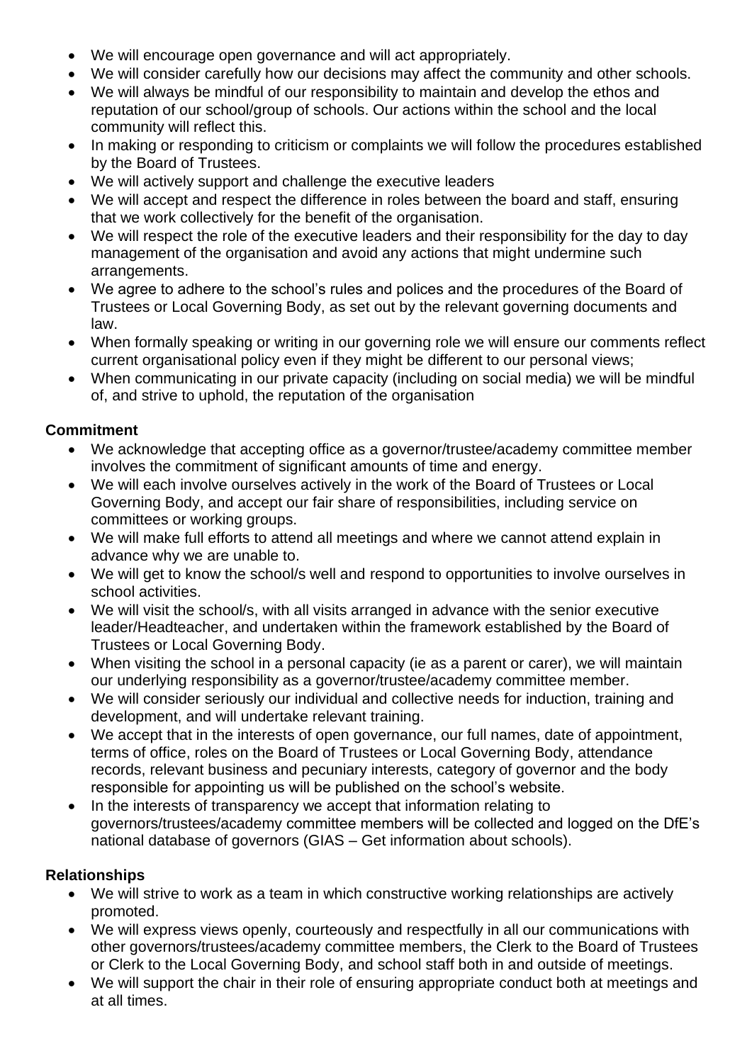- We will encourage open governance and will act appropriately.
- We will consider carefully how our decisions may affect the community and other schools.
- We will always be mindful of our responsibility to maintain and develop the ethos and reputation of our school/group of schools. Our actions within the school and the local community will reflect this.
- In making or responding to criticism or complaints we will follow the procedures established by the Board of Trustees.
- We will actively support and challenge the executive leaders
- We will accept and respect the difference in roles between the board and staff, ensuring that we work collectively for the benefit of the organisation.
- We will respect the role of the executive leaders and their responsibility for the day to day management of the organisation and avoid any actions that might undermine such arrangements.
- We agree to adhere to the school's rules and polices and the procedures of the Board of Trustees or Local Governing Body, as set out by the relevant governing documents and law.
- When formally speaking or writing in our governing role we will ensure our comments reflect current organisational policy even if they might be different to our personal views;
- When communicating in our private capacity (including on social media) we will be mindful of, and strive to uphold, the reputation of the organisation

**Commitment**

- We acknowledge that accepting office as a governor/trustee/academy committee member involves the commitment of significant amounts of time and energy.
- We will each involve ourselves actively in the work of the Board of Trustees or Local Governing Body, and accept our fair share of responsibilities, including service on committees or working groups.
- We will make full efforts to attend all meetings and where we cannot attend explain in advance why we are unable to.
- We will get to know the school/s well and respond to opportunities to involve ourselves in school activities.
- We will visit the school/s, with all visits arranged in advance with the senior executive leader/Headteacher, and undertaken within the framework established by the Board of Trustees or Local Governing Body.
- When visiting the school in a personal capacity (ie as a parent or carer), we will maintain our underlying responsibility as a governor/trustee/academy committee member.
- We will consider seriously our individual and collective needs for induction, training and development, and will undertake relevant training.
- We accept that in the interests of open governance, our full names, date of appointment, terms of office, roles on the Board of Trustees or Local Governing Body, attendance records, relevant business and pecuniary interests, category of governor and the body responsible for appointing us will be published on the school's website.
- In the interests of transparency we accept that information relating to governors/trustees/academy committee members will be collected and logged on the DfE's national database of governors (GIAS – Get information about schools).

**Relationships**

- We will strive to work as a team in which constructive working relationships are actively promoted.
- We will express views openly, courteously and respectfully in all our communications with other governors/trustees/academy committee members, the Clerk to the Board of Trustees or Clerk to the Local Governing Body, and school staff both in and outside of meetings.
- We will support the chair in their role of ensuring appropriate conduct both at meetings and at all times.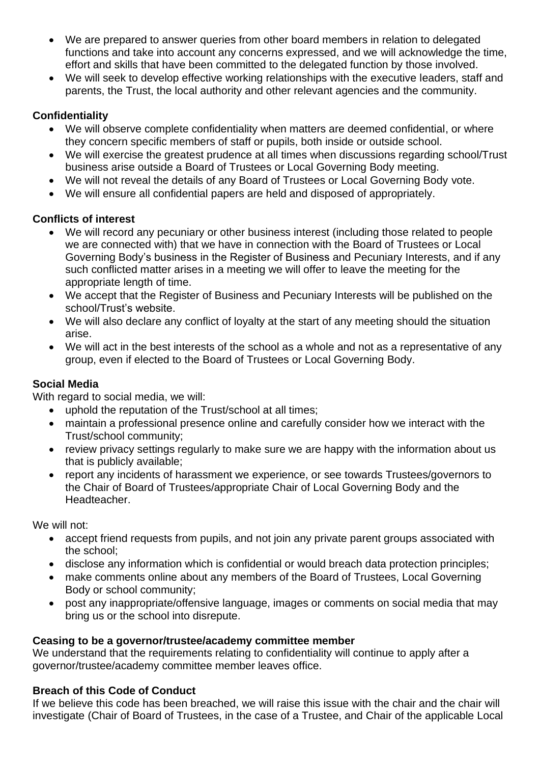- We are prepared to answer queries from other board members in relation to delegated functions and take into account any concerns expressed, and we will acknowledge the time, effort and skills that have been committed to the delegated function by those involved.
- We will seek to develop effective working relationships with the executive leaders, staff and parents, the Trust, the local authority and other relevant agencies and the community.

**Confidentiality**

- We will observe complete confidentiality when matters are deemed confidential, or where they concern specific members of staff or pupils, both inside or outside school.
- We will exercise the greatest prudence at all times when discussions regarding school/Trust business arise outside a Board of Trustees or Local Governing Body meeting.
- We will not reveal the details of any Board of Trustees or Local Governing Body vote.
- We will ensure all confidential papers are held and disposed of appropriately.

**Conflicts of interest**

- We will record any pecuniary or other business interest (including those related to people we are connected with) that we have in connection with the Board of Trustees or Local Governing Body's business in the Register of Business and Pecuniary Interests, and if any such conflicted matter arises in a meeting we will offer to leave the meeting for the appropriate length of time.
- We accept that the Register of Business and Pecuniary Interests will be published on the school/Trust's website.
- We will also declare any conflict of loyalty at the start of any meeting should the situation arise.
- We will act in the best interests of the school as a whole and not as a representative of any group, even if elected to the Board of Trustees or Local Governing Body.

**Social Media**

With regard to social media, we will:

- uphold the reputation of the Trust/school at all times;
- maintain a professional presence online and carefully consider how we interact with the Trust/school community;
- review privacy settings regularly to make sure we are happy with the information about us that is publicly available;
- report any incidents of harassment we experience, or see towards Trustees/governors to the Chair of Board of Trustees/appropriate Chair of Local Governing Body and the Headteacher.

We will not:

- accept friend requests from pupils, and not join any private parent groups associated with the school;
- disclose any information which is confidential or would breach data protection principles;
- make comments online about any members of the Board of Trustees, Local Governing Body or school community;
- post any inappropriate/offensive language, images or comments on social media that may bring us or the school into disrepute.

**Ceasing to be a governor/trustee/academy committee member**

We understand that the requirements relating to confidentiality will continue to apply after a governor/trustee/academy committee member leaves office.

**Breach of this Code of Conduct**

If we believe this code has been breached, we will raise this issue with the chair and the chair will investigate (Chair of Board of Trustees, in the case of a Trustee, and Chair of the applicable Local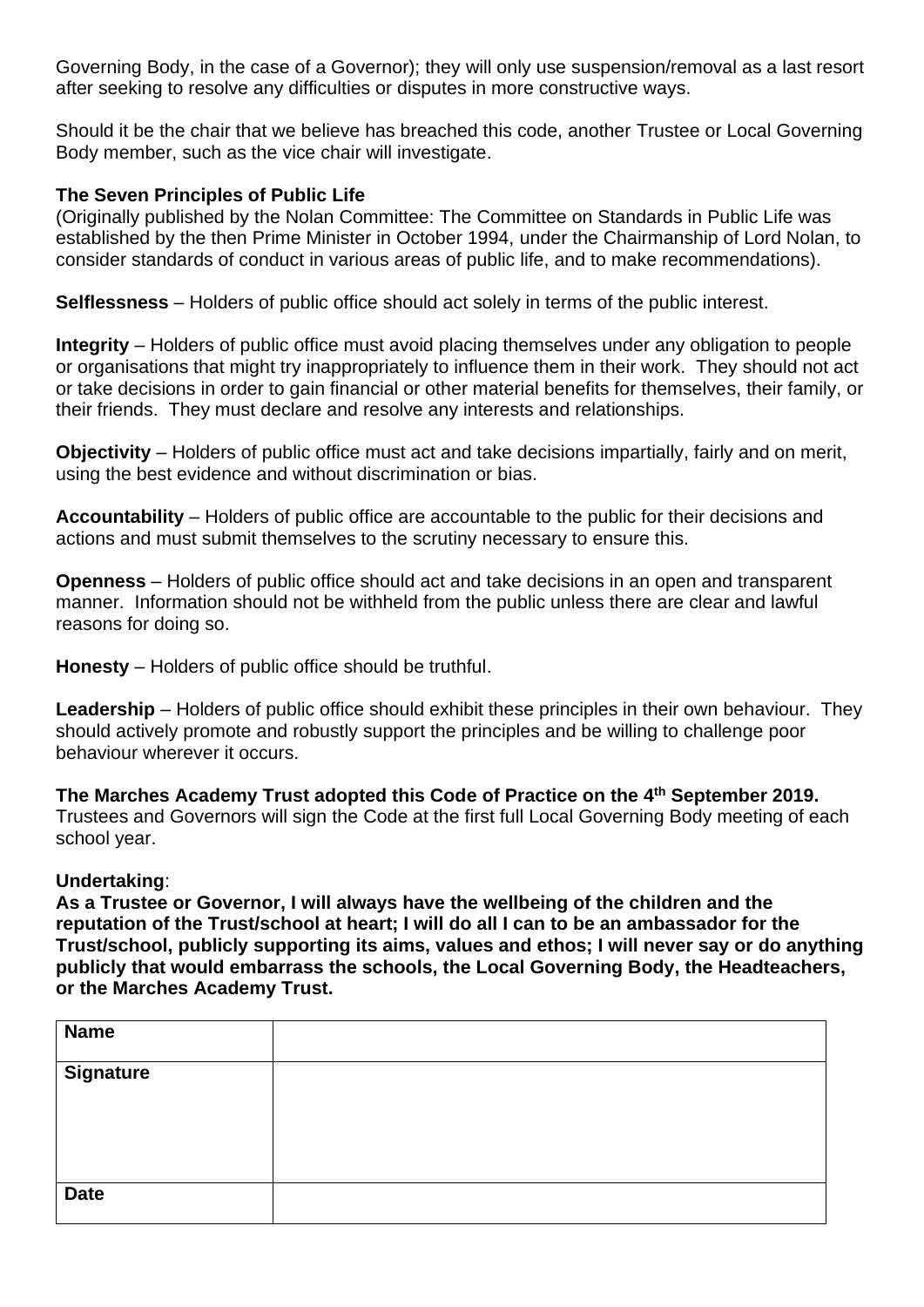Governing Body, in the case of a Governor); they will only use suspension/removal as a last resort after seeking to resolve any difficulties or disputes in more constructive ways.

Should it be the chair that we believe has breached this code, another Trustee or Local Governing Body member, such as the vice chair will investigate.

**The Seven Principles of Public Life**
(Originally published by the Nolan Committee: The Committee on Standards in Public Life was established by the then Prime Minister in October 1994, under the Chairmanship of Lord Nolan, to consider standards of conduct in various areas of public life, and to make recommendations).

**Selflessness** – Holders of public office should act solely in terms of the public interest.

**Integrity** – Holders of public office must avoid placing themselves under any obligation to people or organisations that might try inappropriately to influence them in their work. They should not act or take decisions in order to gain financial or other material benefits for themselves, their family, or their friends. They must declare and resolve any interests and relationships.

**Objectivity** – Holders of public office must act and take decisions impartially, fairly and on merit, using the best evidence and without discrimination or bias.

**Accountability** – Holders of public office are accountable to the public for their decisions and actions and must submit themselves to the scrutiny necessary to ensure this.

**Openness** – Holders of public office should act and take decisions in an open and transparent manner. Information should not be withheld from the public unless there are clear and lawful reasons for doing so.

**Honesty** – Holders of public office should be truthful.

**Leadership** – Holders of public office should exhibit these principles in their own behaviour. They should actively promote and robustly support the principles and be willing to challenge poor behaviour wherever it occurs.

**The Marches Academy Trust adopted this Code of Practice on the 4th September 2019.**
Trustees and Governors will sign the Code at the first full Local Governing Body meeting of each school year.

**Undertaking**:
**As a Trustee or Governor, I will always have the wellbeing of the children and the reputation of the Trust/school at heart; I will do all I can to be an ambassador for the Trust/school, publicly supporting its aims, values and ethos; I will never say or do anything publicly that would embarrass the schools, the Local Governing Body, the Headteachers, or the Marches Academy Trust.**

| | |
|---|---|
| **Name** | |
| **Signature** | |
| **Date** | |